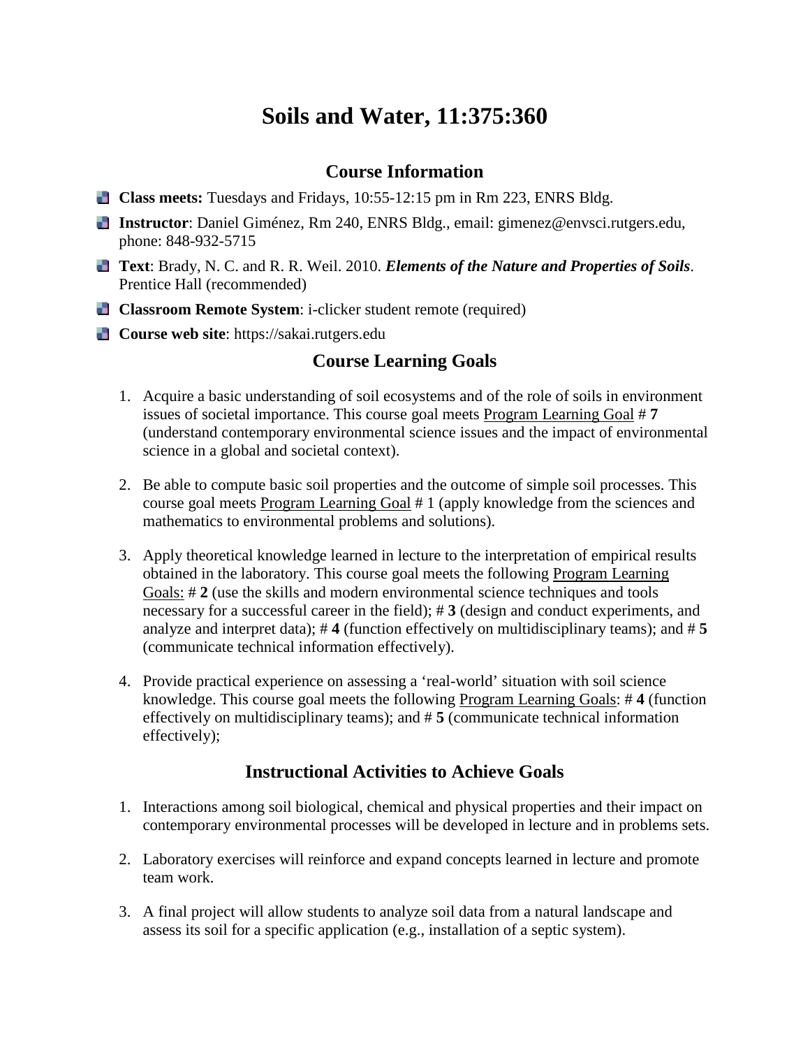# Soils and Water, 11:375:360

## Course Information

- **Class meets:** Tuesdays and Fridays, 10:55-12:15 pm in Rm 223, ENRS Bldg.
- **Instructor**: Daniel Giménez, Rm 240, ENRS Bldg., email: gimenez@envsci.rutgers.edu, phone: 848-932-5715
- **Text**: Brady, N. C. and R. R. Weil. 2010. ***Elements of the Nature and Properties of Soils***. Prentice Hall (recommended)
- **Classroom Remote System**: i-clicker student remote (required)
- **Course web site**: https://sakai.rutgers.edu

## Course Learning Goals

1. Acquire a basic understanding of soil ecosystems and of the role of soils in environment issues of societal importance. This course goal meets Program Learning Goal # **7** (understand contemporary environmental science issues and the impact of environmental science in a global and societal context).

2. Be able to compute basic soil properties and the outcome of simple soil processes. This course goal meets Program Learning Goal # 1 (apply knowledge from the sciences and mathematics to environmental problems and solutions).

3. Apply theoretical knowledge learned in lecture to the interpretation of empirical results obtained in the laboratory. This course goal meets the following Program Learning Goals: # **2** (use the skills and modern environmental science techniques and tools necessary for a successful career in the field); # **3** (design and conduct experiments, and analyze and interpret data); # **4** (function effectively on multidisciplinary teams); and # **5** (communicate technical information effectively).

4. Provide practical experience on assessing a 'real-world' situation with soil science knowledge. This course goal meets the following Program Learning Goals: # **4** (function effectively on multidisciplinary teams); and # **5** (communicate technical information effectively);

## Instructional Activities to Achieve Goals

1. Interactions among soil biological, chemical and physical properties and their impact on contemporary environmental processes will be developed in lecture and in problems sets.

2. Laboratory exercises will reinforce and expand concepts learned in lecture and promote team work.

3. A final project will allow students to analyze soil data from a natural landscape and assess its soil for a specific application (e.g., installation of a septic system).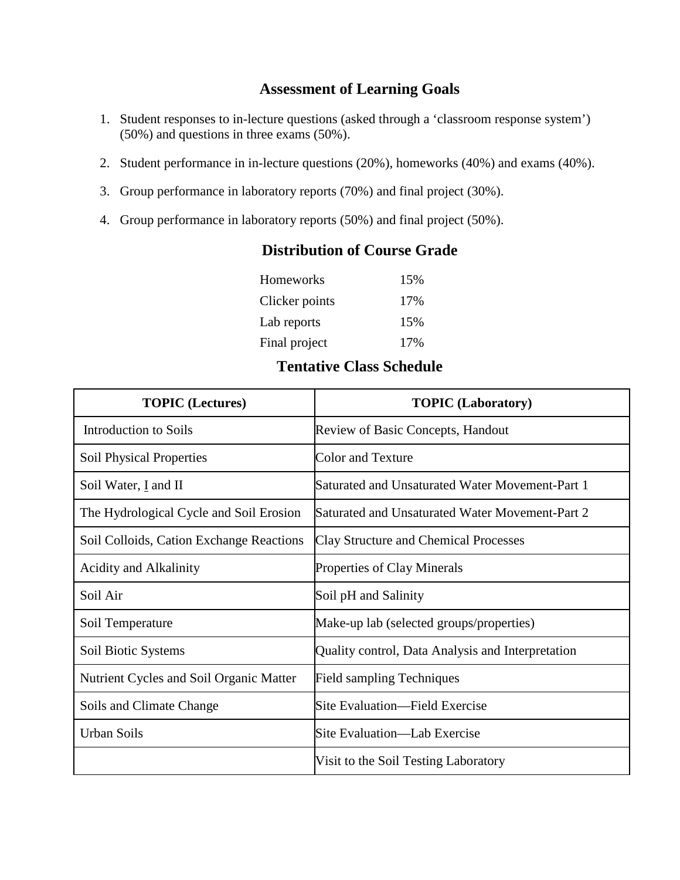## Assessment of Learning Goals

1. Student responses to in-lecture questions (asked through a 'classroom response system') (50%) and questions in three exams (50%).
2. Student performance in in-lecture questions (20%), homeworks (40%) and exams (40%).
3. Group performance in laboratory reports (70%) and final project (30%).
4. Group performance in laboratory reports (50%) and final project (50%).

## Distribution of Course Grade

| | |
|---|---|
| Homeworks | 15% |
| Clicker points | 17% |
| Lab reports | 15% |
| Final project | 17% |

## Tentative Class Schedule

| TOPIC (Lectures) | TOPIC (Laboratory) |
|---|---|
| Introduction to Soils | Review of Basic Concepts, Handout |
| Soil Physical Properties | Color and Texture |
| Soil Water, I and II | Saturated and Unsaturated Water Movement-Part 1 |
| The Hydrological Cycle and Soil Erosion | Saturated and Unsaturated Water Movement-Part 2 |
| Soil Colloids, Cation Exchange Reactions | Clay Structure and Chemical Processes |
| Acidity and Alkalinity | Properties of Clay Minerals |
| Soil Air | Soil pH and Salinity |
| Soil Temperature | Make-up lab (selected groups/properties) |
| Soil Biotic Systems | Quality control, Data Analysis and Interpretation |
| Nutrient Cycles and Soil Organic Matter | Field sampling Techniques |
| Soils and Climate Change | Site Evaluation—Field Exercise |
| Urban Soils | Site Evaluation—Lab Exercise |
| | Visit to the Soil Testing Laboratory |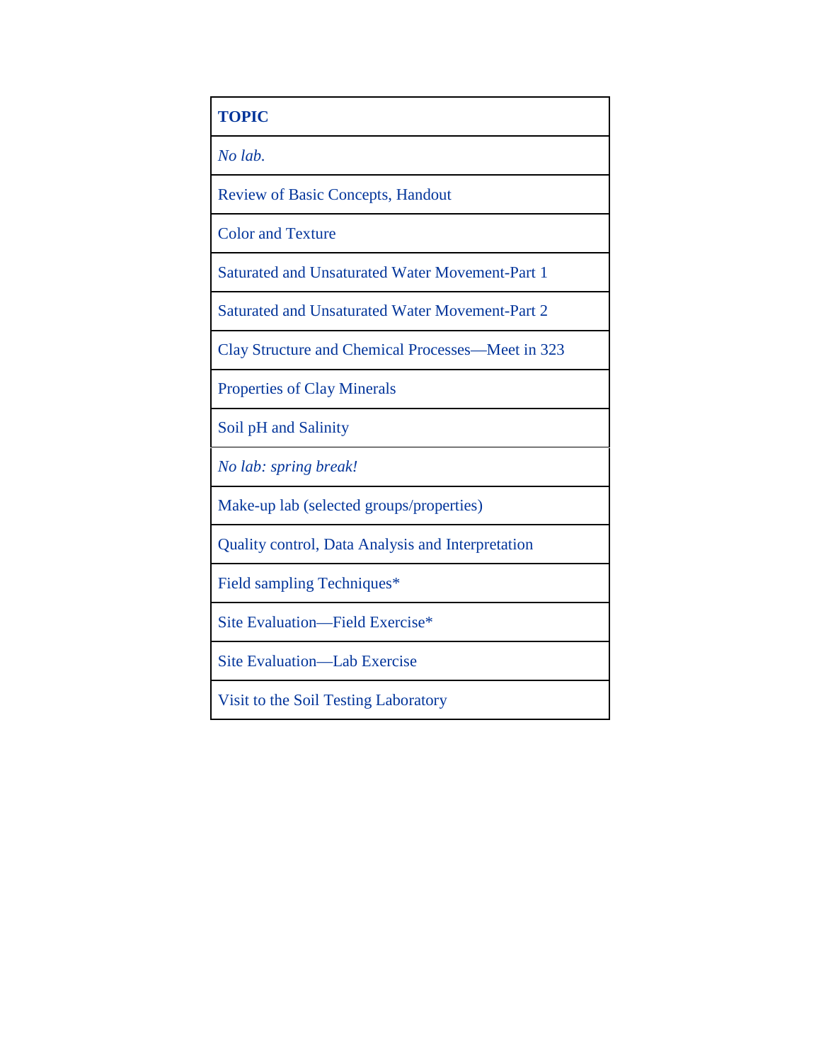| TOPIC |
| --- |
| *No lab.* |
| Review of Basic Concepts, Handout |
| Color and Texture |
| Saturated and Unsaturated Water Movement-Part 1 |
| Saturated and Unsaturated Water Movement-Part 2 |
| Clay Structure and Chemical Processes—Meet in 323 |
| Properties of Clay Minerals |
| Soil pH and Salinity |
| *No lab: spring break!* |
| Make-up lab (selected groups/properties) |
| Quality control, Data Analysis and Interpretation |
| Field sampling Techniques* |
| Site Evaluation—Field Exercise* |
| Site Evaluation—Lab Exercise |
| Visit to the Soil Testing Laboratory |